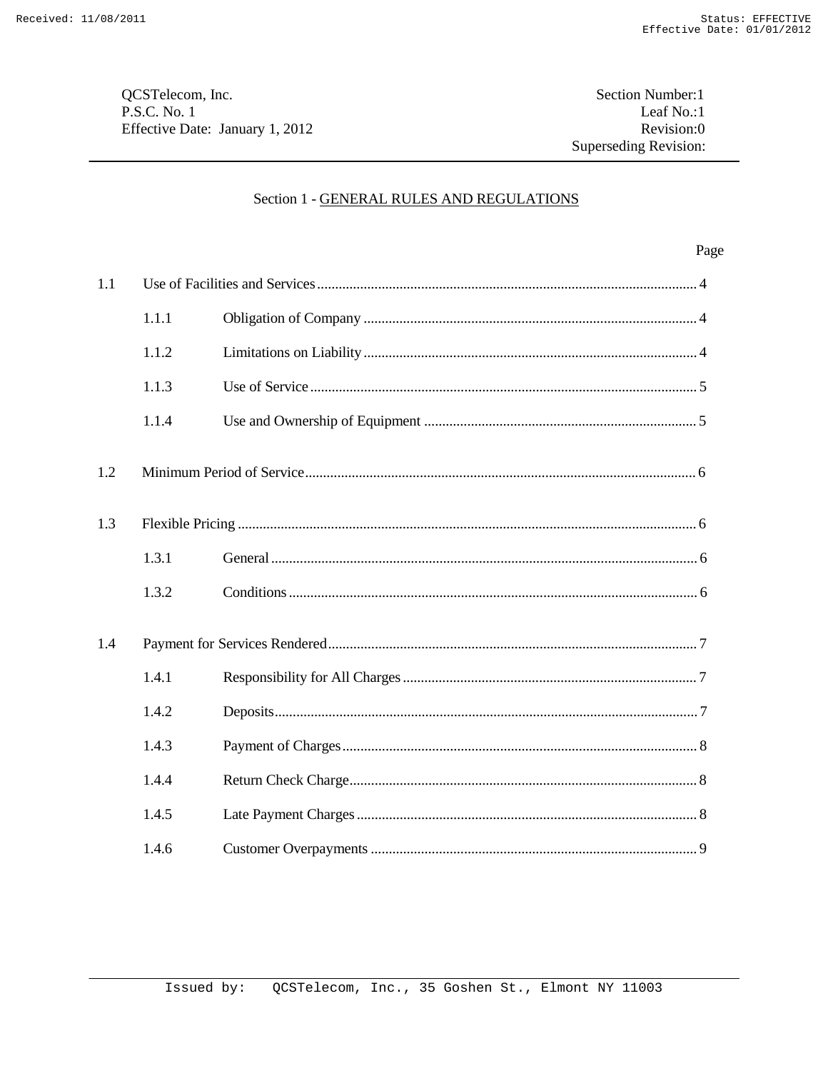QCSTelecom, Inc.
P.S.C. No. 1
Effective Date: January 1, 2012

Section Number:1
Leaf No.:1
Revision:0
Superseding Revision:

## Section 1 - GENERAL RULES AND REGULATIONS

| | | | Page |
|---|---|---|---|
| 1.1 | Use of Facilities and Services | | 4 |
| | 1.1.1 | Obligation of Company | 4 |
| | 1.1.2 | Limitations on Liability | 4 |
| | 1.1.3 | Use of Service | 5 |
| | 1.1.4 | Use and Ownership of Equipment | 5 |
| 1.2 | Minimum Period of Service | | 6 |
| 1.3 | Flexible Pricing | | 6 |
| | 1.3.1 | General | 6 |
| | 1.3.2 | Conditions | 6 |
| 1.4 | Payment for Services Rendered | | 7 |
| | 1.4.1 | Responsibility for All Charges | 7 |
| | 1.4.2 | Deposits | 7 |
| | 1.4.3 | Payment of Charges | 8 |
| | 1.4.4 | Return Check Charge | 8 |
| | 1.4.5 | Late Payment Charges | 8 |
| | 1.4.6 | Customer Overpayments | 9 |

Issued by: QCSTelecom, Inc., 35 Goshen St., Elmont NY 11003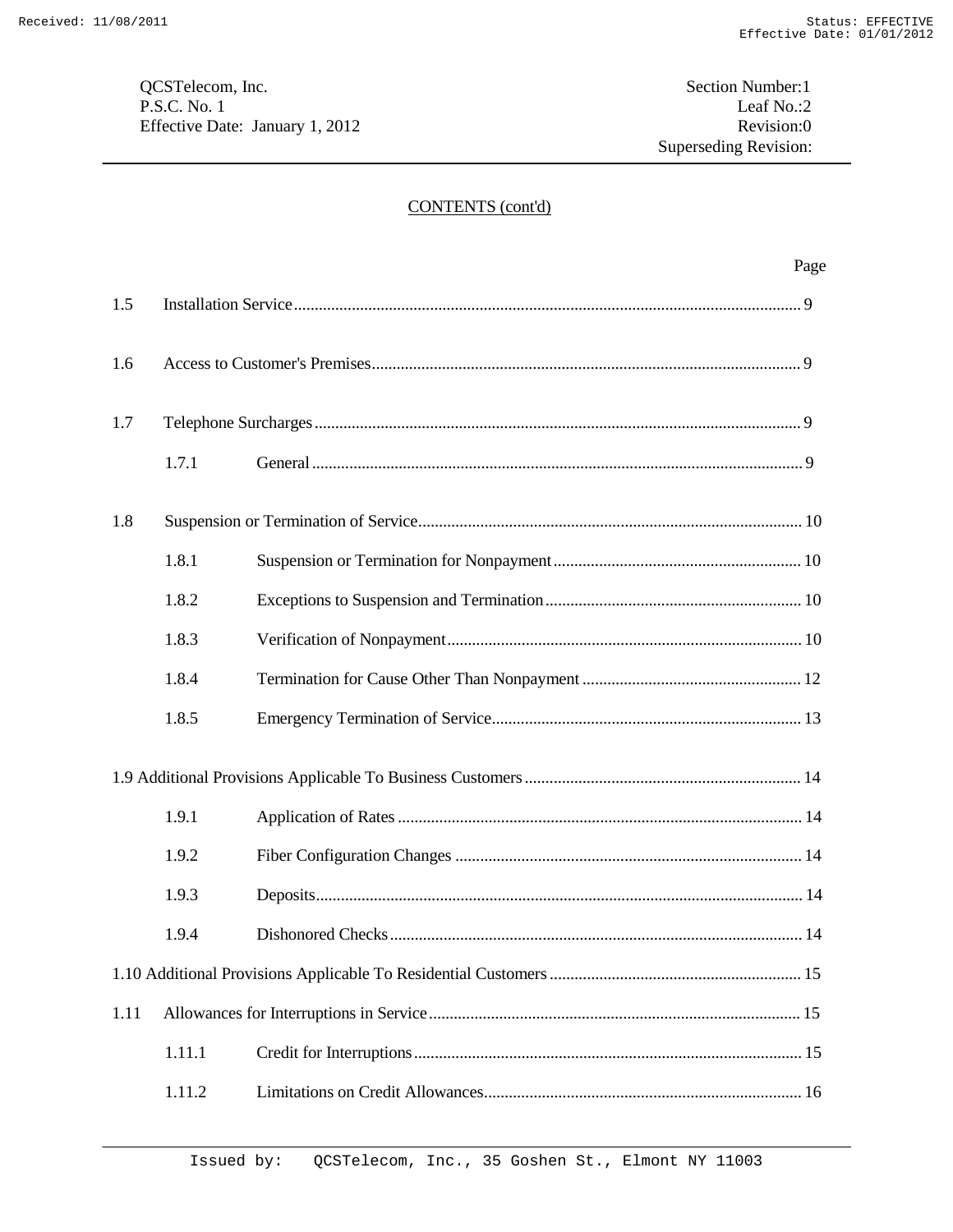## CONTENTS (cont'd)

| | | Page |
|---|---|---|
| 1.5 | Installation Service | 9 |
| 1.6 | Access to Customer's Premises | 9 |
| 1.7 | Telephone Surcharges | 9 |
| 1.7.1 | General | 9 |
| 1.8 | Suspension or Termination of Service | 10 |
| 1.8.1 | Suspension or Termination for Nonpayment | 10 |
| 1.8.2 | Exceptions to Suspension and Termination | 10 |
| 1.8.3 | Verification of Nonpayment | 10 |
| 1.8.4 | Termination for Cause Other Than Nonpayment | 12 |
| 1.8.5 | Emergency Termination of Service | 13 |
| 1.9 | Additional Provisions Applicable To Business Customers | 14 |
| 1.9.1 | Application of Rates | 14 |
| 1.9.2 | Fiber Configuration Changes | 14 |
| 1.9.3 | Deposits | 14 |
| 1.9.4 | Dishonored Checks | 14 |
| 1.10 | Additional Provisions Applicable To Residential Customers | 15 |
| 1.11 | Allowances for Interruptions in Service | 15 |
| 1.11.1 | Credit for Interruptions | 15 |
| 1.11.2 | Limitations on Credit Allowances | 16 |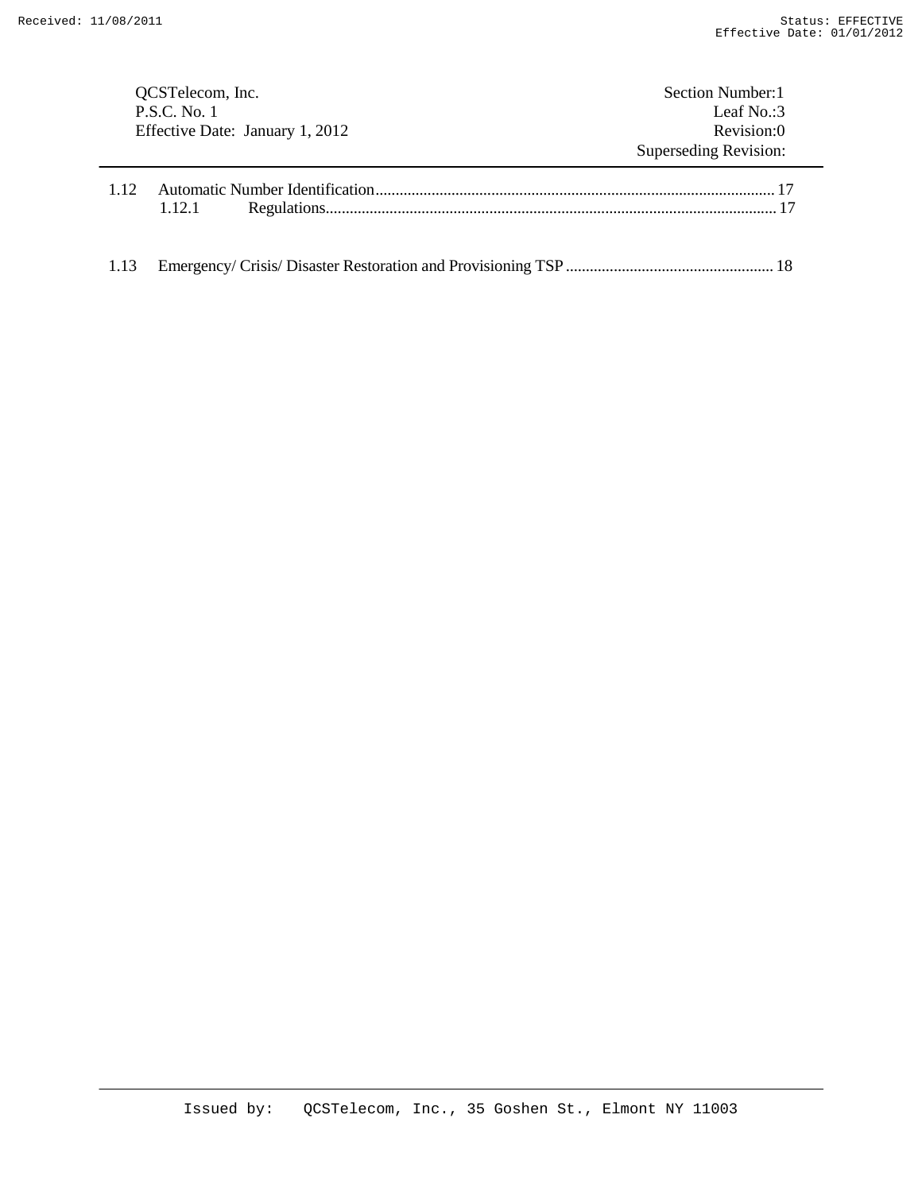QCSTelecom, Inc. — Section Number: 1
P.S.C. No. 1 — Leaf No.: 3
Effective Date: January 1, 2012 — Revision: 0
Superseding Revision:

---

1.12 Automatic Number Identification.......................................................................................................... 17
  1.12.1 Regulations....................................................................................................................... 17

1.13 Emergency/ Crisis/ Disaster Restoration and Provisioning TSP .................................................... 18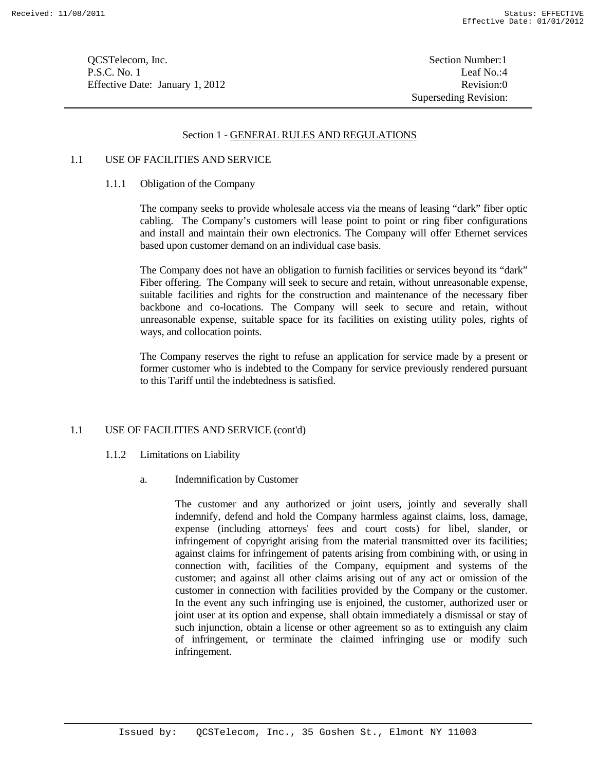## Section 1 - GENERAL RULES AND REGULATIONS

### 1.1 USE OF FACILITIES AND SERVICE

#### 1.1.1 Obligation of the Company

The company seeks to provide wholesale access via the means of leasing "dark" fiber optic cabling. The Company's customers will lease point to point or ring fiber configurations and install and maintain their own electronics. The Company will offer Ethernet services based upon customer demand on an individual case basis.

The Company does not have an obligation to furnish facilities or services beyond its "dark" Fiber offering. The Company will seek to secure and retain, without unreasonable expense, suitable facilities and rights for the construction and maintenance of the necessary fiber backbone and co-locations. The Company will seek to secure and retain, without unreasonable expense, suitable space for its facilities on existing utility poles, rights of ways, and collocation points.

The Company reserves the right to refuse an application for service made by a present or former customer who is indebted to the Company for service previously rendered pursuant to this Tariff until the indebtedness is satisfied.

### 1.1 USE OF FACILITIES AND SERVICE (cont'd)

#### 1.1.2 Limitations on Liability

a. Indemnification by Customer

The customer and any authorized or joint users, jointly and severally shall indemnify, defend and hold the Company harmless against claims, loss, damage, expense (including attorneys' fees and court costs) for libel, slander, or infringement of copyright arising from the material transmitted over its facilities; against claims for infringement of patents arising from combining with, or using in connection with, facilities of the Company, equipment and systems of the customer; and against all other claims arising out of any act or omission of the customer in connection with facilities provided by the Company or the customer. In the event any such infringing use is enjoined, the customer, authorized user or joint user at its option and expense, shall obtain immediately a dismissal or stay of such injunction, obtain a license or other agreement so as to extinguish any claim of infringement, or terminate the claimed infringing use or modify such infringement.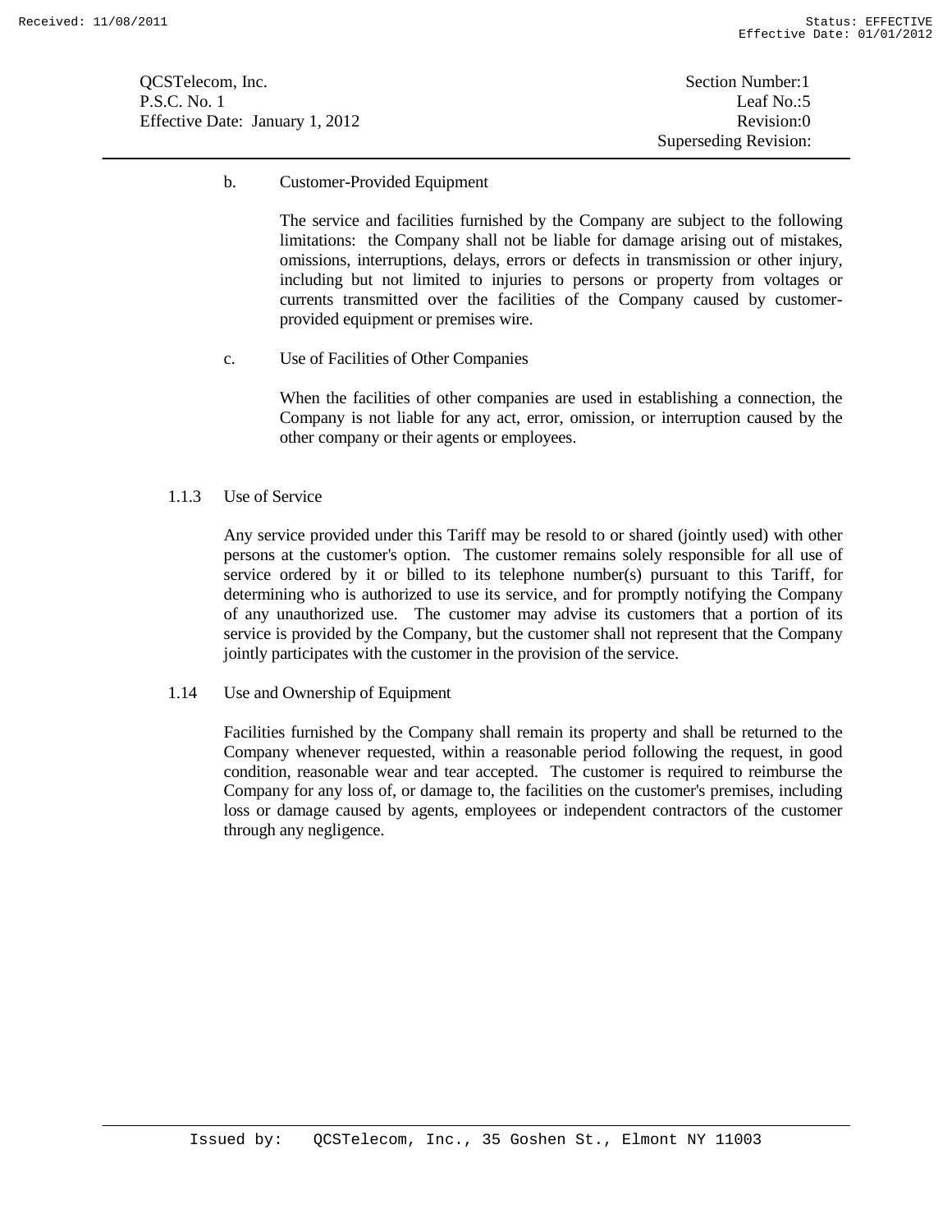b. Customer-Provided Equipment

The service and facilities furnished by the Company are subject to the following limitations: the Company shall not be liable for damage arising out of mistakes, omissions, interruptions, delays, errors or defects in transmission or other injury, including but not limited to injuries to persons or property from voltages or currents transmitted over the facilities of the Company caused by customer-provided equipment or premises wire.

c. Use of Facilities of Other Companies

When the facilities of other companies are used in establishing a connection, the Company is not liable for any act, error, omission, or interruption caused by the other company or their agents or employees.

1.1.3 Use of Service

Any service provided under this Tariff may be resold to or shared (jointly used) with other persons at the customer's option. The customer remains solely responsible for all use of service ordered by it or billed to its telephone number(s) pursuant to this Tariff, for determining who is authorized to use its service, and for promptly notifying the Company of any unauthorized use. The customer may advise its customers that a portion of its service is provided by the Company, but the customer shall not represent that the Company jointly participates with the customer in the provision of the service.

1.14 Use and Ownership of Equipment

Facilities furnished by the Company shall remain its property and shall be returned to the Company whenever requested, within a reasonable period following the request, in good condition, reasonable wear and tear accepted. The customer is required to reimburse the Company for any loss of, or damage to, the facilities on the customer's premises, including loss or damage caused by agents, employees or independent contractors of the customer through any negligence.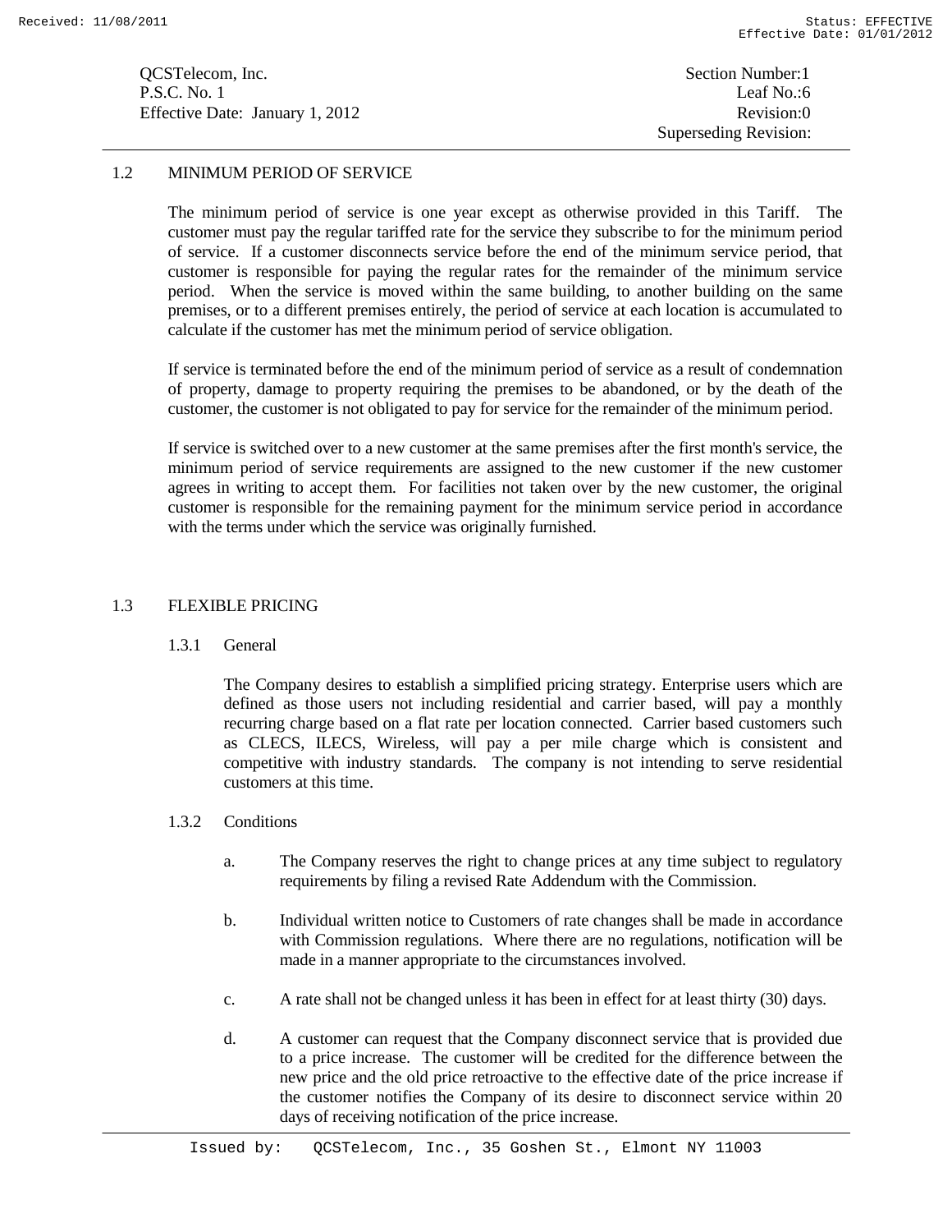## 1.2 MINIMUM PERIOD OF SERVICE

The minimum period of service is one year except as otherwise provided in this Tariff. The customer must pay the regular tariffed rate for the service they subscribe to for the minimum period of service. If a customer disconnects service before the end of the minimum service period, that customer is responsible for paying the regular rates for the remainder of the minimum service period. When the service is moved within the same building, to another building on the same premises, or to a different premises entirely, the period of service at each location is accumulated to calculate if the customer has met the minimum period of service obligation.

If service is terminated before the end of the minimum period of service as a result of condemnation of property, damage to property requiring the premises to be abandoned, or by the death of the customer, the customer is not obligated to pay for service for the remainder of the minimum period.

If service is switched over to a new customer at the same premises after the first month's service, the minimum period of service requirements are assigned to the new customer if the new customer agrees in writing to accept them. For facilities not taken over by the new customer, the original customer is responsible for the remaining payment for the minimum service period in accordance with the terms under which the service was originally furnished.

## 1.3 FLEXIBLE PRICING

### 1.3.1 General

The Company desires to establish a simplified pricing strategy. Enterprise users which are defined as those users not including residential and carrier based, will pay a monthly recurring charge based on a flat rate per location connected. Carrier based customers such as CLECS, ILECS, Wireless, will pay a per mile charge which is consistent and competitive with industry standards. The company is not intending to serve residential customers at this time.

### 1.3.2 Conditions

a. The Company reserves the right to change prices at any time subject to regulatory requirements by filing a revised Rate Addendum with the Commission.

b. Individual written notice to Customers of rate changes shall be made in accordance with Commission regulations. Where there are no regulations, notification will be made in a manner appropriate to the circumstances involved.

c. A rate shall not be changed unless it has been in effect for at least thirty (30) days.

d. A customer can request that the Company disconnect service that is provided due to a price increase. The customer will be credited for the difference between the new price and the old price retroactive to the effective date of the price increase if the customer notifies the Company of its desire to disconnect service within 20 days of receiving notification of the price increase.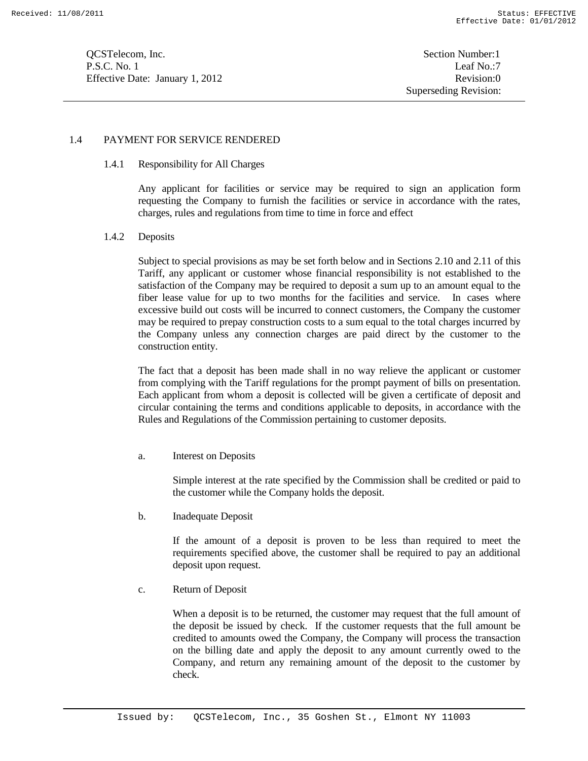## 1.4 PAYMENT FOR SERVICE RENDERED

### 1.4.1 Responsibility for All Charges

Any applicant for facilities or service may be required to sign an application form requesting the Company to furnish the facilities or service in accordance with the rates, charges, rules and regulations from time to time in force and effect

### 1.4.2 Deposits

Subject to special provisions as may be set forth below and in Sections 2.10 and 2.11 of this Tariff, any applicant or customer whose financial responsibility is not established to the satisfaction of the Company may be required to deposit a sum up to an amount equal to the fiber lease value for up to two months for the facilities and service. In cases where excessive build out costs will be incurred to connect customers, the Company the customer may be required to prepay construction costs to a sum equal to the total charges incurred by the Company unless any connection charges are paid direct by the customer to the construction entity.

The fact that a deposit has been made shall in no way relieve the applicant or customer from complying with the Tariff regulations for the prompt payment of bills on presentation. Each applicant from whom a deposit is collected will be given a certificate of deposit and circular containing the terms and conditions applicable to deposits, in accordance with the Rules and Regulations of the Commission pertaining to customer deposits.

a. Interest on Deposits

Simple interest at the rate specified by the Commission shall be credited or paid to the customer while the Company holds the deposit.

b. Inadequate Deposit

If the amount of a deposit is proven to be less than required to meet the requirements specified above, the customer shall be required to pay an additional deposit upon request.

c. Return of Deposit

When a deposit is to be returned, the customer may request that the full amount of the deposit be issued by check. If the customer requests that the full amount be credited to amounts owed the Company, the Company will process the transaction on the billing date and apply the deposit to any amount currently owed to the Company, and return any remaining amount of the deposit to the customer by check.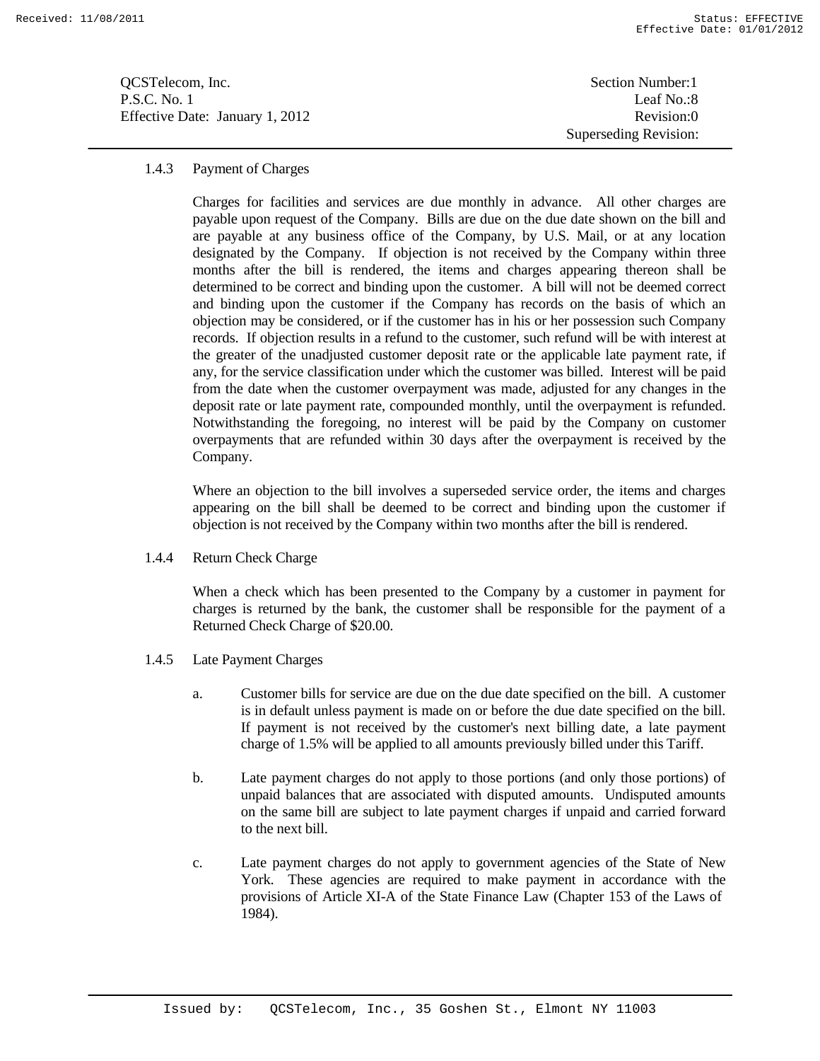### 1.4.3 Payment of Charges

Charges for facilities and services are due monthly in advance. All other charges are payable upon request of the Company. Bills are due on the due date shown on the bill and are payable at any business office of the Company, by U.S. Mail, or at any location designated by the Company. If objection is not received by the Company within three months after the bill is rendered, the items and charges appearing thereon shall be determined to be correct and binding upon the customer. A bill will not be deemed correct and binding upon the customer if the Company has records on the basis of which an objection may be considered, or if the customer has in his or her possession such Company records. If objection results in a refund to the customer, such refund will be with interest at the greater of the unadjusted customer deposit rate or the applicable late payment rate, if any, for the service classification under which the customer was billed. Interest will be paid from the date when the customer overpayment was made, adjusted for any changes in the deposit rate or late payment rate, compounded monthly, until the overpayment is refunded. Notwithstanding the foregoing, no interest will be paid by the Company on customer overpayments that are refunded within 30 days after the overpayment is received by the Company.

Where an objection to the bill involves a superseded service order, the items and charges appearing on the bill shall be deemed to be correct and binding upon the customer if objection is not received by the Company within two months after the bill is rendered.

### 1.4.4 Return Check Charge

When a check which has been presented to the Company by a customer in payment for charges is returned by the bank, the customer shall be responsible for the payment of a Returned Check Charge of $20.00.

### 1.4.5 Late Payment Charges

a. Customer bills for service are due on the due date specified on the bill. A customer is in default unless payment is made on or before the due date specified on the bill. If payment is not received by the customer's next billing date, a late payment charge of 1.5% will be applied to all amounts previously billed under this Tariff.

b. Late payment charges do not apply to those portions (and only those portions) of unpaid balances that are associated with disputed amounts. Undisputed amounts on the same bill are subject to late payment charges if unpaid and carried forward to the next bill.

c. Late payment charges do not apply to government agencies of the State of New York. These agencies are required to make payment in accordance with the provisions of Article XI-A of the State Finance Law (Chapter 153 of the Laws of 1984).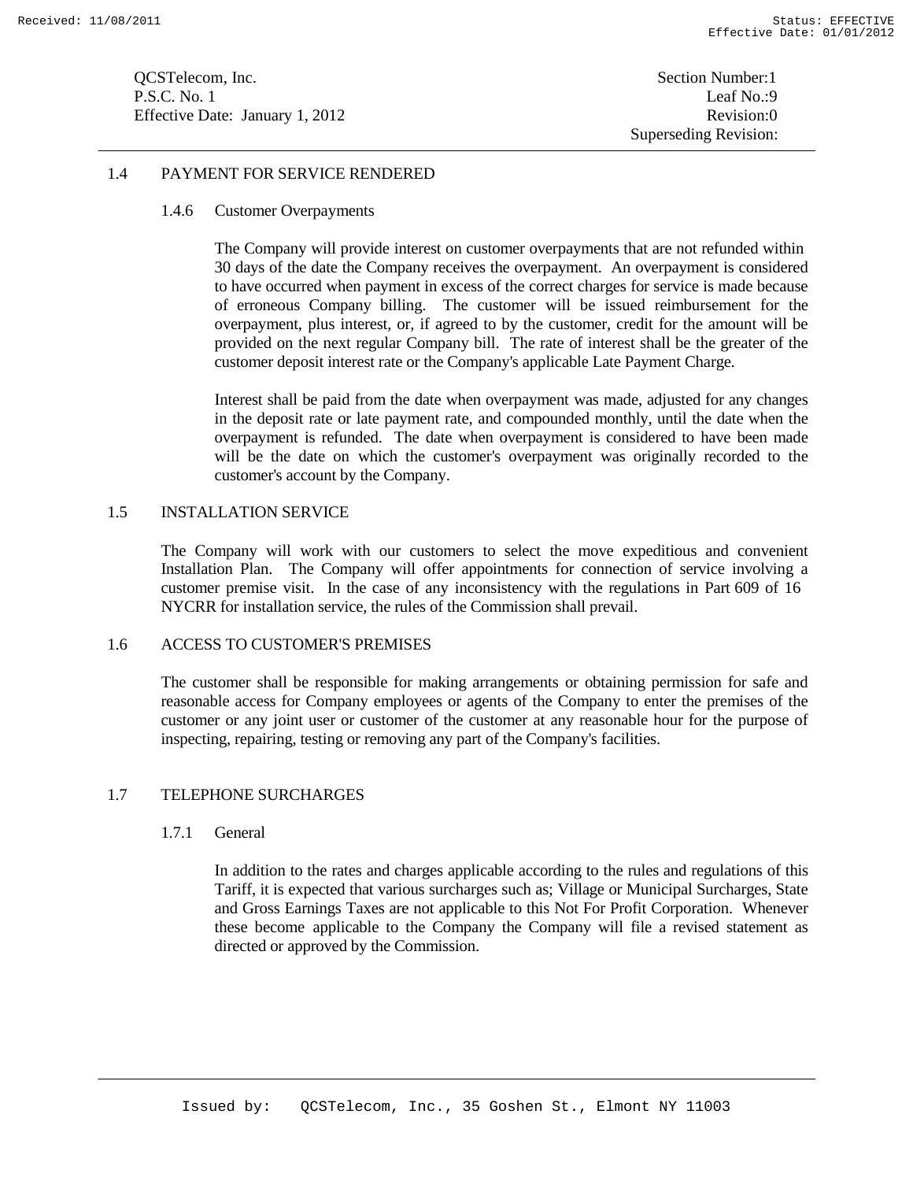## 1.4 PAYMENT FOR SERVICE RENDERED

### 1.4.6 Customer Overpayments

The Company will provide interest on customer overpayments that are not refunded within 30 days of the date the Company receives the overpayment. An overpayment is considered to have occurred when payment in excess of the correct charges for service is made because of erroneous Company billing. The customer will be issued reimbursement for the overpayment, plus interest, or, if agreed to by the customer, credit for the amount will be provided on the next regular Company bill. The rate of interest shall be the greater of the customer deposit interest rate or the Company's applicable Late Payment Charge.

Interest shall be paid from the date when overpayment was made, adjusted for any changes in the deposit rate or late payment rate, and compounded monthly, until the date when the overpayment is refunded. The date when overpayment is considered to have been made will be the date on which the customer's overpayment was originally recorded to the customer's account by the Company.

## 1.5 INSTALLATION SERVICE

The Company will work with our customers to select the move expeditious and convenient Installation Plan. The Company will offer appointments for connection of service involving a customer premise visit. In the case of any inconsistency with the regulations in Part 609 of 16 NYCRR for installation service, the rules of the Commission shall prevail.

## 1.6 ACCESS TO CUSTOMER'S PREMISES

The customer shall be responsible for making arrangements or obtaining permission for safe and reasonable access for Company employees or agents of the Company to enter the premises of the customer or any joint user or customer of the customer at any reasonable hour for the purpose of inspecting, repairing, testing or removing any part of the Company's facilities.

## 1.7 TELEPHONE SURCHARGES

### 1.7.1 General

In addition to the rates and charges applicable according to the rules and regulations of this Tariff, it is expected that various surcharges such as; Village or Municipal Surcharges, State and Gross Earnings Taxes are not applicable to this Not For Profit Corporation. Whenever these become applicable to the Company the Company will file a revised statement as directed or approved by the Commission.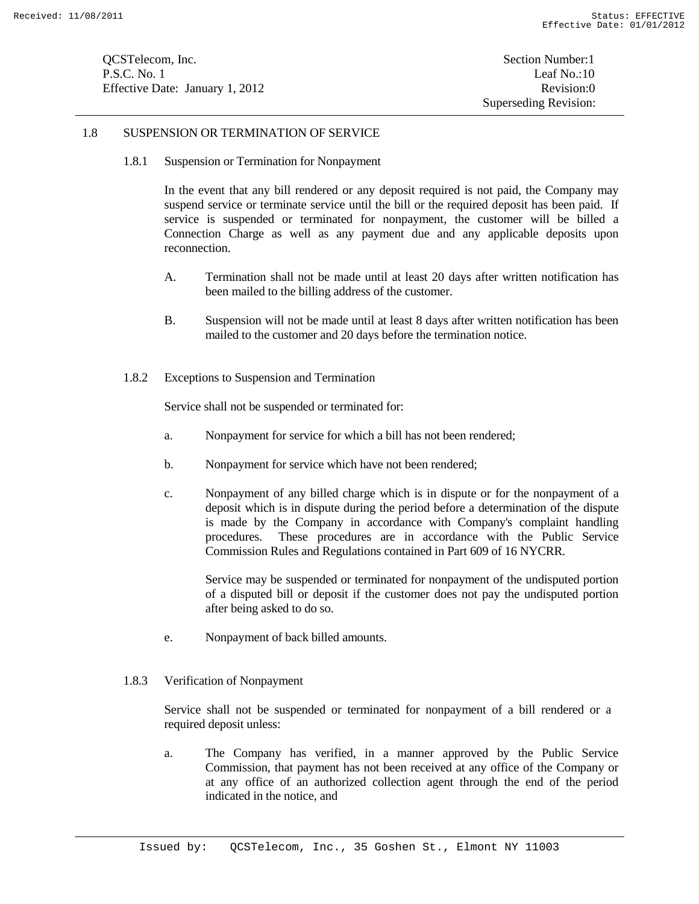## 1.8 SUSPENSION OR TERMINATION OF SERVICE

### 1.8.1 Suspension or Termination for Nonpayment

In the event that any bill rendered or any deposit required is not paid, the Company may suspend service or terminate service until the bill or the required deposit has been paid. If service is suspended or terminated for nonpayment, the customer will be billed a Connection Charge as well as any payment due and any applicable deposits upon reconnection.

A. Termination shall not be made until at least 20 days after written notification has been mailed to the billing address of the customer.

B. Suspension will not be made until at least 8 days after written notification has been mailed to the customer and 20 days before the termination notice.

### 1.8.2 Exceptions to Suspension and Termination

Service shall not be suspended or terminated for:

a. Nonpayment for service for which a bill has not been rendered;

b. Nonpayment for service which have not been rendered;

c. Nonpayment of any billed charge which is in dispute or for the nonpayment of a deposit which is in dispute during the period before a determination of the dispute is made by the Company in accordance with Company's complaint handling procedures. These procedures are in accordance with the Public Service Commission Rules and Regulations contained in Part 609 of 16 NYCRR.

   Service may be suspended or terminated for nonpayment of the undisputed portion of a disputed bill or deposit if the customer does not pay the undisputed portion after being asked to do so.

e. Nonpayment of back billed amounts.

### 1.8.3 Verification of Nonpayment

Service shall not be suspended or terminated for nonpayment of a bill rendered or a required deposit unless:

a. The Company has verified, in a manner approved by the Public Service Commission, that payment has not been received at any office of the Company or at any office of an authorized collection agent through the end of the period indicated in the notice, and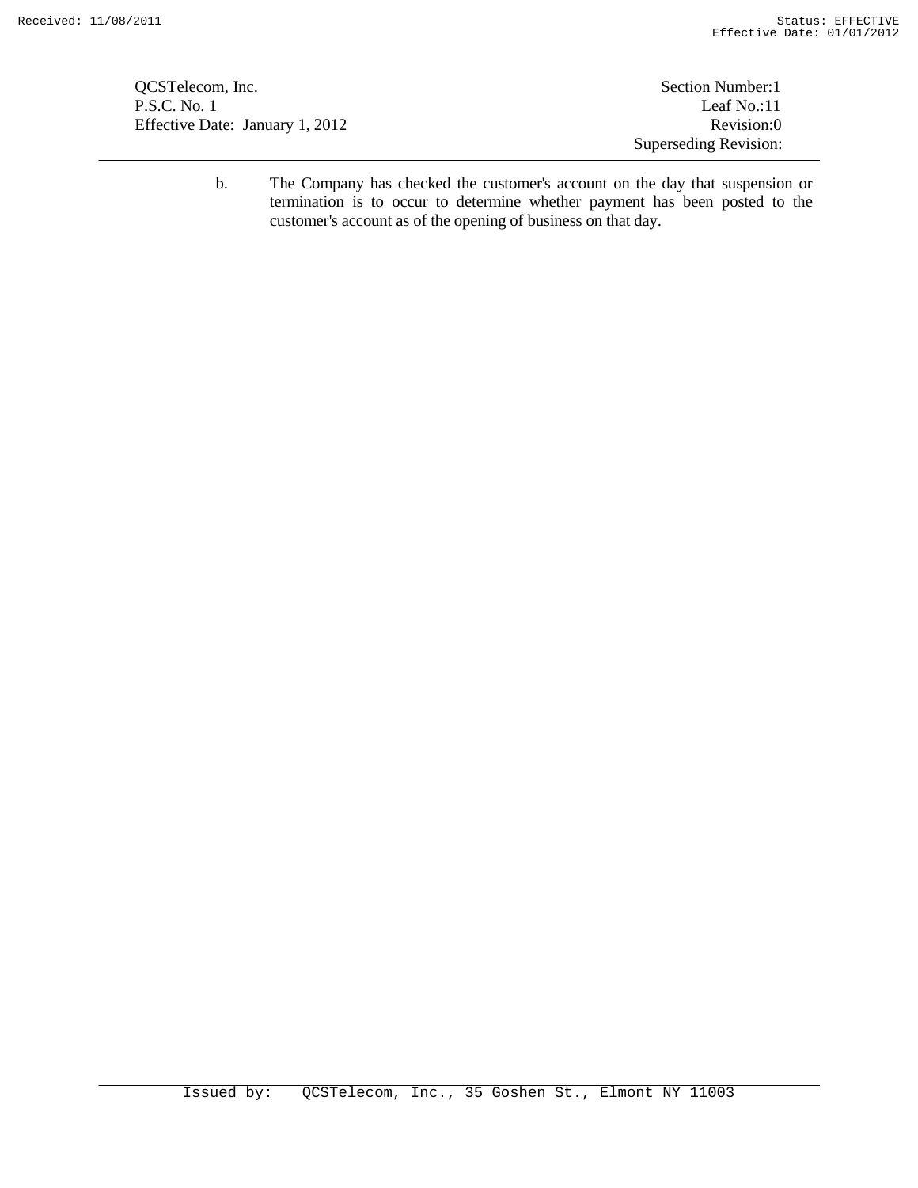b. The Company has checked the customer's account on the day that suspension or termination is to occur to determine whether payment has been posted to the customer's account as of the opening of business on that day.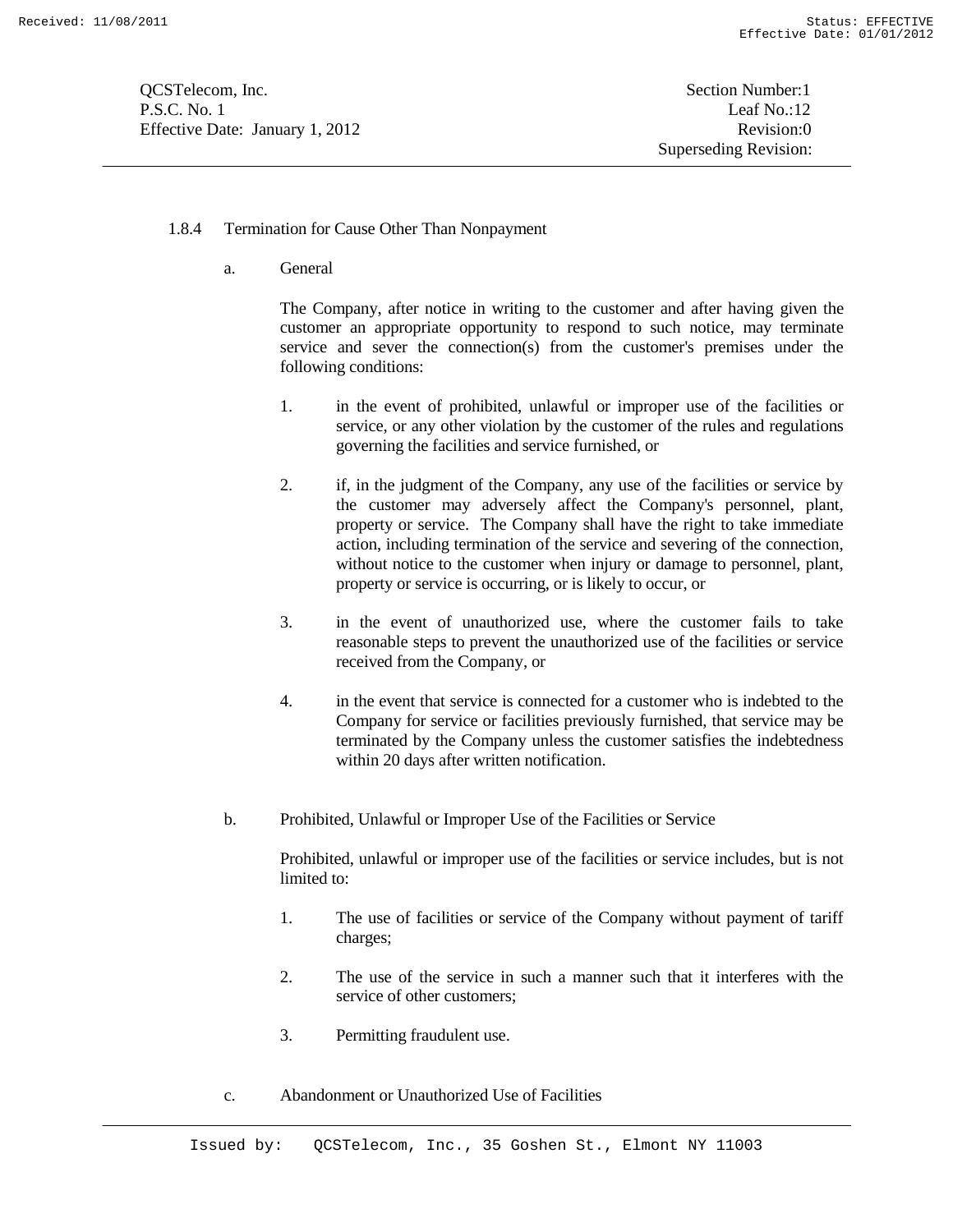### 1.8.4 Termination for Cause Other Than Nonpayment

a. General

The Company, after notice in writing to the customer and after having given the customer an appropriate opportunity to respond to such notice, may terminate service and sever the connection(s) from the customer's premises under the following conditions:

1. in the event of prohibited, unlawful or improper use of the facilities or service, or any other violation by the customer of the rules and regulations governing the facilities and service furnished, or

2. if, in the judgment of the Company, any use of the facilities or service by the customer may adversely affect the Company's personnel, plant, property or service. The Company shall have the right to take immediate action, including termination of the service and severing of the connection, without notice to the customer when injury or damage to personnel, plant, property or service is occurring, or is likely to occur, or

3. in the event of unauthorized use, where the customer fails to take reasonable steps to prevent the unauthorized use of the facilities or service received from the Company, or

4. in the event that service is connected for a customer who is indebted to the Company for service or facilities previously furnished, that service may be terminated by the Company unless the customer satisfies the indebtedness within 20 days after written notification.

b. Prohibited, Unlawful or Improper Use of the Facilities or Service

Prohibited, unlawful or improper use of the facilities or service includes, but is not limited to:

1. The use of facilities or service of the Company without payment of tariff charges;

2. The use of the service in such a manner such that it interferes with the service of other customers;

3. Permitting fraudulent use.

c. Abandonment or Unauthorized Use of Facilities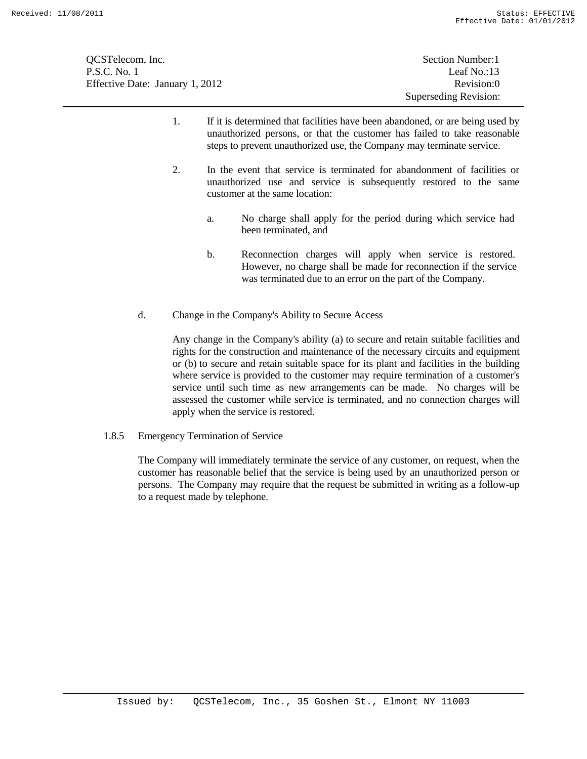1. If it is determined that facilities have been abandoned, or are being used by unauthorized persons, or that the customer has failed to take reasonable steps to prevent unauthorized use, the Company may terminate service.

2. In the event that service is terminated for abandonment of facilities or unauthorized use and service is subsequently restored to the same customer at the same location:

   a. No charge shall apply for the period during which service had been terminated, and

   b. Reconnection charges will apply when service is restored. However, no charge shall be made for reconnection if the service was terminated due to an error on the part of the Company.

d. Change in the Company's Ability to Secure Access

Any change in the Company's ability (a) to secure and retain suitable facilities and rights for the construction and maintenance of the necessary circuits and equipment or (b) to secure and retain suitable space for its plant and facilities in the building where service is provided to the customer may require termination of a customer's service until such time as new arrangements can be made. No charges will be assessed the customer while service is terminated, and no connection charges will apply when the service is restored.

1.8.5 Emergency Termination of Service

The Company will immediately terminate the service of any customer, on request, when the customer has reasonable belief that the service is being used by an unauthorized person or persons. The Company may require that the request be submitted in writing as a follow-up to a request made by telephone.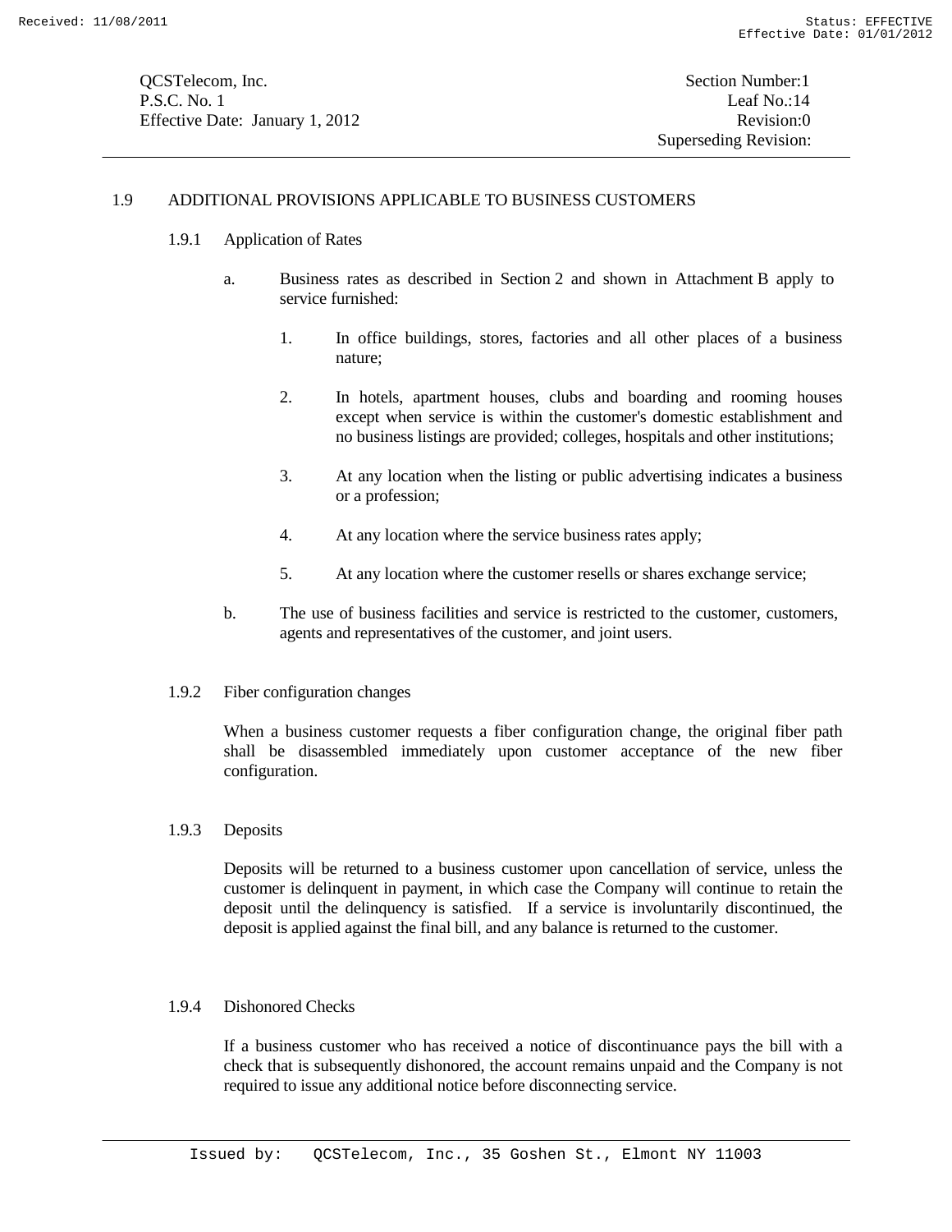## 1.9 ADDITIONAL PROVISIONS APPLICABLE TO BUSINESS CUSTOMERS

### 1.9.1 Application of Rates

a. Business rates as described in Section 2 and shown in Attachment B apply to service furnished:

1. In office buildings, stores, factories and all other places of a business nature;

2. In hotels, apartment houses, clubs and boarding and rooming houses except when service is within the customer's domestic establishment and no business listings are provided; colleges, hospitals and other institutions;

3. At any location when the listing or public advertising indicates a business or a profession;

4. At any location where the service business rates apply;

5. At any location where the customer resells or shares exchange service;

b. The use of business facilities and service is restricted to the customer, customers, agents and representatives of the customer, and joint users.

### 1.9.2 Fiber configuration changes

When a business customer requests a fiber configuration change, the original fiber path shall be disassembled immediately upon customer acceptance of the new fiber configuration.

### 1.9.3 Deposits

Deposits will be returned to a business customer upon cancellation of service, unless the customer is delinquent in payment, in which case the Company will continue to retain the deposit until the delinquency is satisfied. If a service is involuntarily discontinued, the deposit is applied against the final bill, and any balance is returned to the customer.

### 1.9.4 Dishonored Checks

If a business customer who has received a notice of discontinuance pays the bill with a check that is subsequently dishonored, the account remains unpaid and the Company is not required to issue any additional notice before disconnecting service.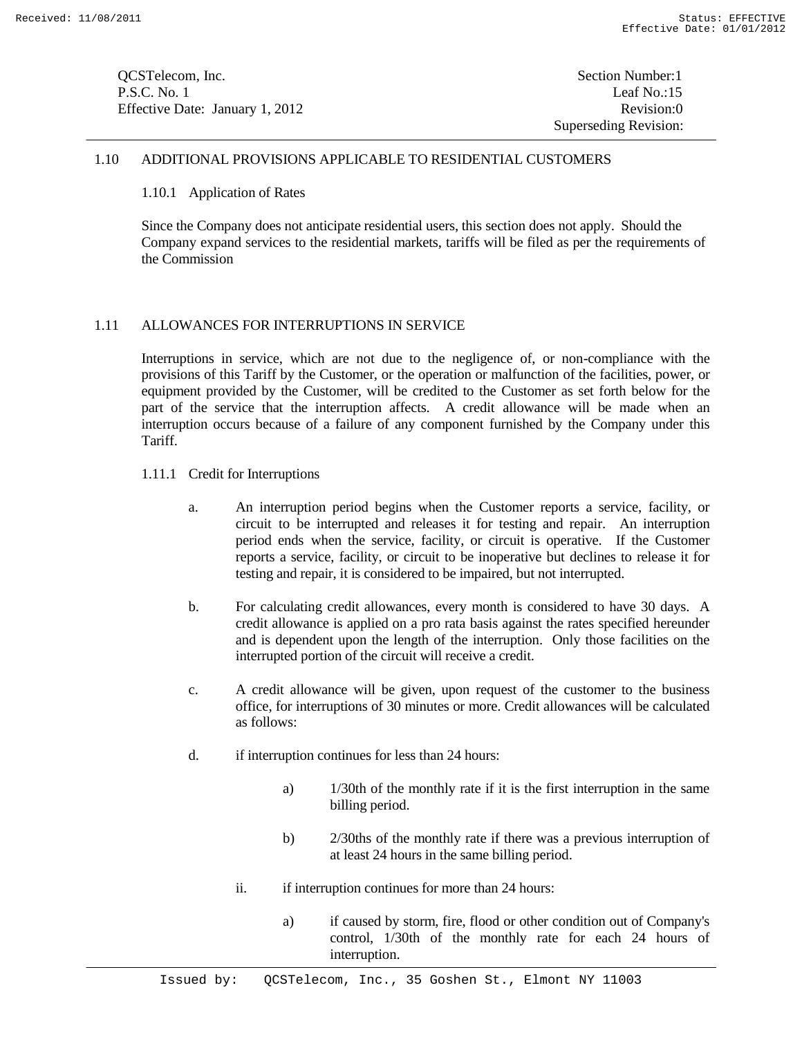## 1.10 ADDITIONAL PROVISIONS APPLICABLE TO RESIDENTIAL CUSTOMERS

### 1.10.1 Application of Rates

Since the Company does not anticipate residential users, this section does not apply. Should the Company expand services to the residential markets, tariffs will be filed as per the requirements of the Commission

## 1.11 ALLOWANCES FOR INTERRUPTIONS IN SERVICE

Interruptions in service, which are not due to the negligence of, or non-compliance with the provisions of this Tariff by the Customer, or the operation or malfunction of the facilities, power, or equipment provided by the Customer, will be credited to the Customer as set forth below for the part of the service that the interruption affects. A credit allowance will be made when an interruption occurs because of a failure of any component furnished by the Company under this Tariff.

### 1.11.1 Credit for Interruptions

a. An interruption period begins when the Customer reports a service, facility, or circuit to be interrupted and releases it for testing and repair. An interruption period ends when the service, facility, or circuit is operative. If the Customer reports a service, facility, or circuit to be inoperative but declines to release it for testing and repair, it is considered to be impaired, but not interrupted.

b. For calculating credit allowances, every month is considered to have 30 days. A credit allowance is applied on a pro rata basis against the rates specified hereunder and is dependent upon the length of the interruption. Only those facilities on the interrupted portion of the circuit will receive a credit.

c. A credit allowance will be given, upon request of the customer to the business office, for interruptions of 30 minutes or more. Credit allowances will be calculated as follows:

d. if interruption continues for less than 24 hours:

   a) 1/30th of the monthly rate if it is the first interruption in the same billing period.

   b) 2/30ths of the monthly rate if there was a previous interruption of at least 24 hours in the same billing period.

ii. if interruption continues for more than 24 hours:

   a) if caused by storm, fire, flood or other condition out of Company's control, 1/30th of the monthly rate for each 24 hours of interruption.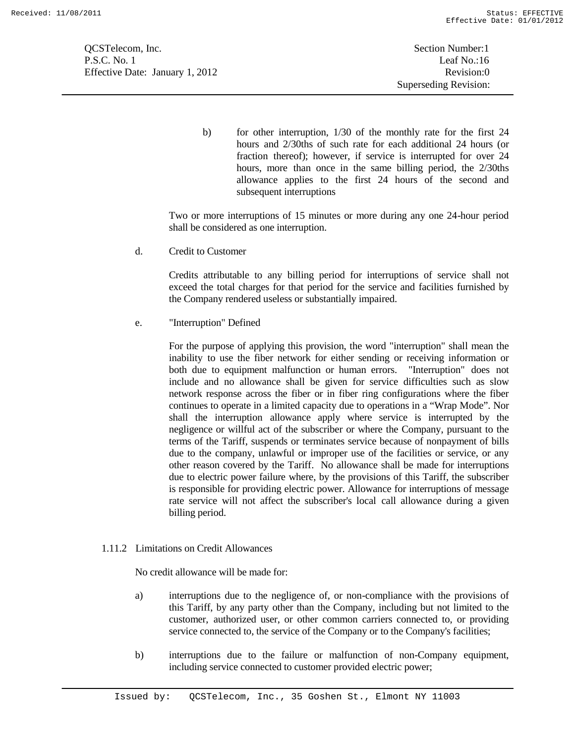b) for other interruption, 1/30 of the monthly rate for the first 24 hours and 2/30ths of such rate for each additional 24 hours (or fraction thereof); however, if service is interrupted for over 24 hours, more than once in the same billing period, the 2/30ths allowance applies to the first 24 hours of the second and subsequent interruptions

Two or more interruptions of 15 minutes or more during any one 24-hour period shall be considered as one interruption.

d. Credit to Customer

Credits attributable to any billing period for interruptions of service shall not exceed the total charges for that period for the service and facilities furnished by the Company rendered useless or substantially impaired.

e. "Interruption" Defined

For the purpose of applying this provision, the word "interruption" shall mean the inability to use the fiber network for either sending or receiving information or both due to equipment malfunction or human errors. "Interruption" does not include and no allowance shall be given for service difficulties such as slow network response across the fiber or in fiber ring configurations where the fiber continues to operate in a limited capacity due to operations in a "Wrap Mode". Nor shall the interruption allowance apply where service is interrupted by the negligence or willful act of the subscriber or where the Company, pursuant to the terms of the Tariff, suspends or terminates service because of nonpayment of bills due to the company, unlawful or improper use of the facilities or service, or any other reason covered by the Tariff. No allowance shall be made for interruptions due to electric power failure where, by the provisions of this Tariff, the subscriber is responsible for providing electric power. Allowance for interruptions of message rate service will not affect the subscriber's local call allowance during a given billing period.

1.11.2 Limitations on Credit Allowances

No credit allowance will be made for:

a) interruptions due to the negligence of, or non-compliance with the provisions of this Tariff, by any party other than the Company, including but not limited to the customer, authorized user, or other common carriers connected to, or providing service connected to, the service of the Company or to the Company's facilities;

b) interruptions due to the failure or malfunction of non-Company equipment, including service connected to customer provided electric power;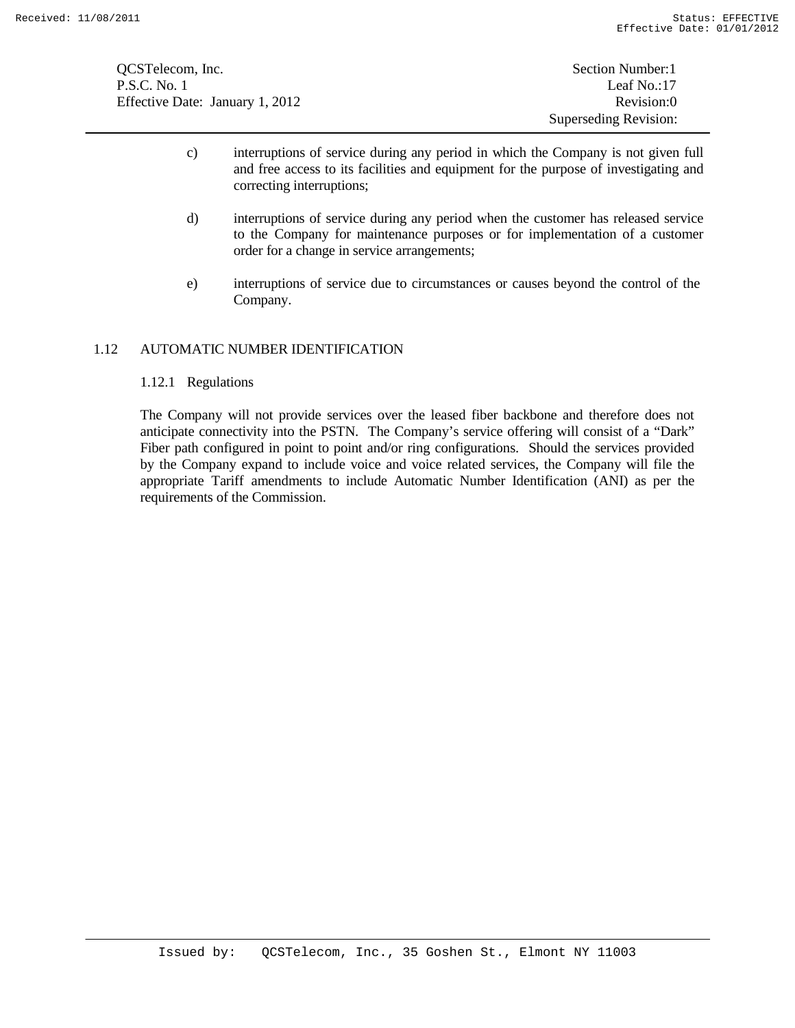c) interruptions of service during any period in which the Company is not given full and free access to its facilities and equipment for the purpose of investigating and correcting interruptions;

d) interruptions of service during any period when the customer has released service to the Company for maintenance purposes or for implementation of a customer order for a change in service arrangements;

e) interruptions of service due to circumstances or causes beyond the control of the Company.

## 1.12 AUTOMATIC NUMBER IDENTIFICATION

### 1.12.1 Regulations

The Company will not provide services over the leased fiber backbone and therefore does not anticipate connectivity into the PSTN. The Company's service offering will consist of a "Dark" Fiber path configured in point to point and/or ring configurations. Should the services provided by the Company expand to include voice and voice related services, the Company will file the appropriate Tariff amendments to include Automatic Number Identification (ANI) as per the requirements of the Commission.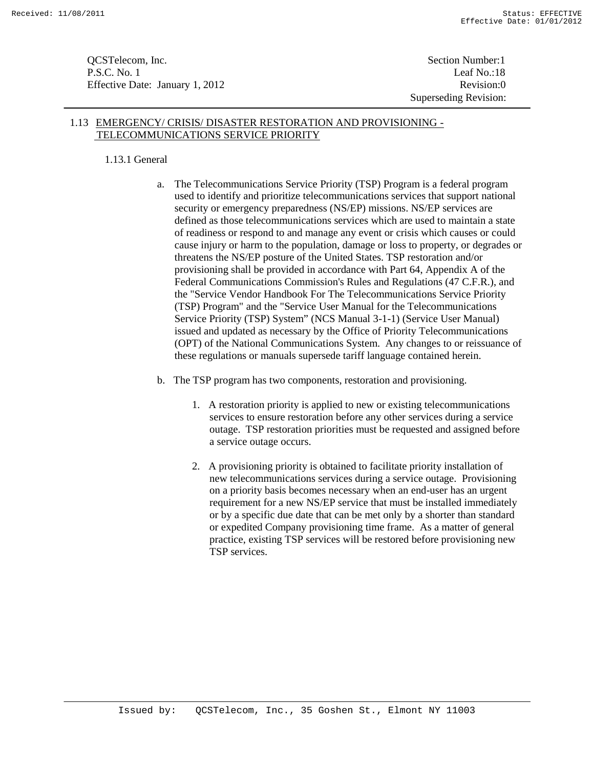## 1.13 EMERGENCY/ CRISIS/ DISASTER RESTORATION AND PROVISIONING - TELECOMMUNICATIONS SERVICE PRIORITY

### 1.13.1 General

a. The Telecommunications Service Priority (TSP) Program is a federal program used to identify and prioritize telecommunications services that support national security or emergency preparedness (NS/EP) missions. NS/EP services are defined as those telecommunications services which are used to maintain a state of readiness or respond to and manage any event or crisis which causes or could cause injury or harm to the population, damage or loss to property, or degrades or threatens the NS/EP posture of the United States. TSP restoration and/or provisioning shall be provided in accordance with Part 64, Appendix A of the Federal Communications Commission's Rules and Regulations (47 C.F.R.), and the "Service Vendor Handbook For The Telecommunications Service Priority (TSP) Program" and the "Service User Manual for the Telecommunications Service Priority (TSP) System" (NCS Manual 3-1-1) (Service User Manual) issued and updated as necessary by the Office of Priority Telecommunications (OPT) of the National Communications System. Any changes to or reissuance of these regulations or manuals supersede tariff language contained herein.

b. The TSP program has two components, restoration and provisioning.

1. A restoration priority is applied to new or existing telecommunications services to ensure restoration before any other services during a service outage. TSP restoration priorities must be requested and assigned before a service outage occurs.

2. A provisioning priority is obtained to facilitate priority installation of new telecommunications services during a service outage. Provisioning on a priority basis becomes necessary when an end-user has an urgent requirement for a new NS/EP service that must be installed immediately or by a specific due date that can be met only by a shorter than standard or expedited Company provisioning time frame. As a matter of general practice, existing TSP services will be restored before provisioning new TSP services.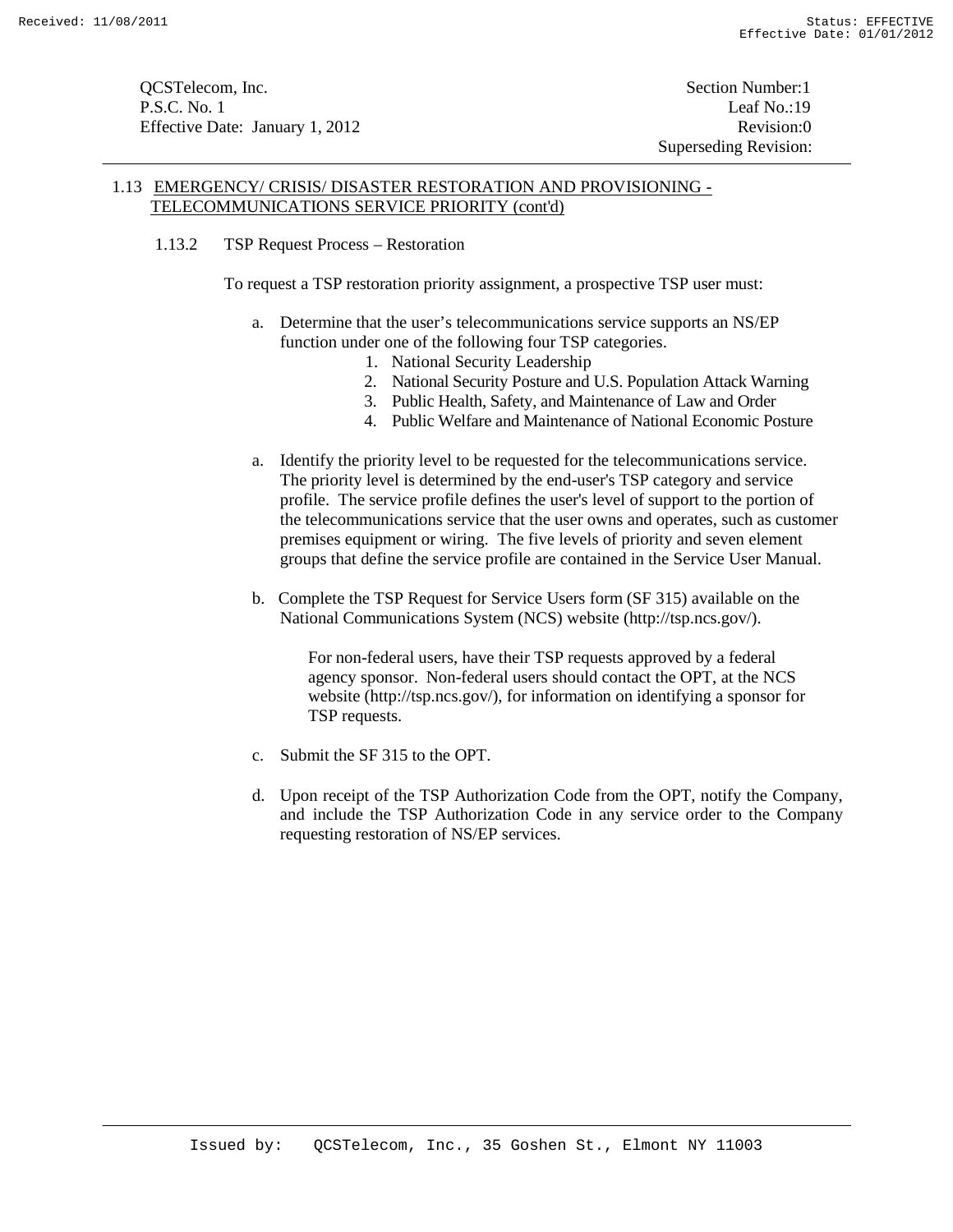## 1.13 EMERGENCY/ CRISIS/ DISASTER RESTORATION AND PROVISIONING - TELECOMMUNICATIONS SERVICE PRIORITY (cont'd)

### 1.13.2 TSP Request Process – Restoration

To request a TSP restoration priority assignment, a prospective TSP user must:

a. Determine that the user's telecommunications service supports an NS/EP function under one of the following four TSP categories.
   1. National Security Leadership
   2. National Security Posture and U.S. Population Attack Warning
   3. Public Health, Safety, and Maintenance of Law and Order
   4. Public Welfare and Maintenance of National Economic Posture

a. Identify the priority level to be requested for the telecommunications service. The priority level is determined by the end-user's TSP category and service profile. The service profile defines the user's level of support to the portion of the telecommunications service that the user owns and operates, such as customer premises equipment or wiring. The five levels of priority and seven element groups that define the service profile are contained in the Service User Manual.

b. Complete the TSP Request for Service Users form (SF 315) available on the National Communications System (NCS) website (http://tsp.ncs.gov/).

   For non-federal users, have their TSP requests approved by a federal agency sponsor. Non-federal users should contact the OPT, at the NCS website (http://tsp.ncs.gov/), for information on identifying a sponsor for TSP requests.

c. Submit the SF 315 to the OPT.

d. Upon receipt of the TSP Authorization Code from the OPT, notify the Company, and include the TSP Authorization Code in any service order to the Company requesting restoration of NS/EP services.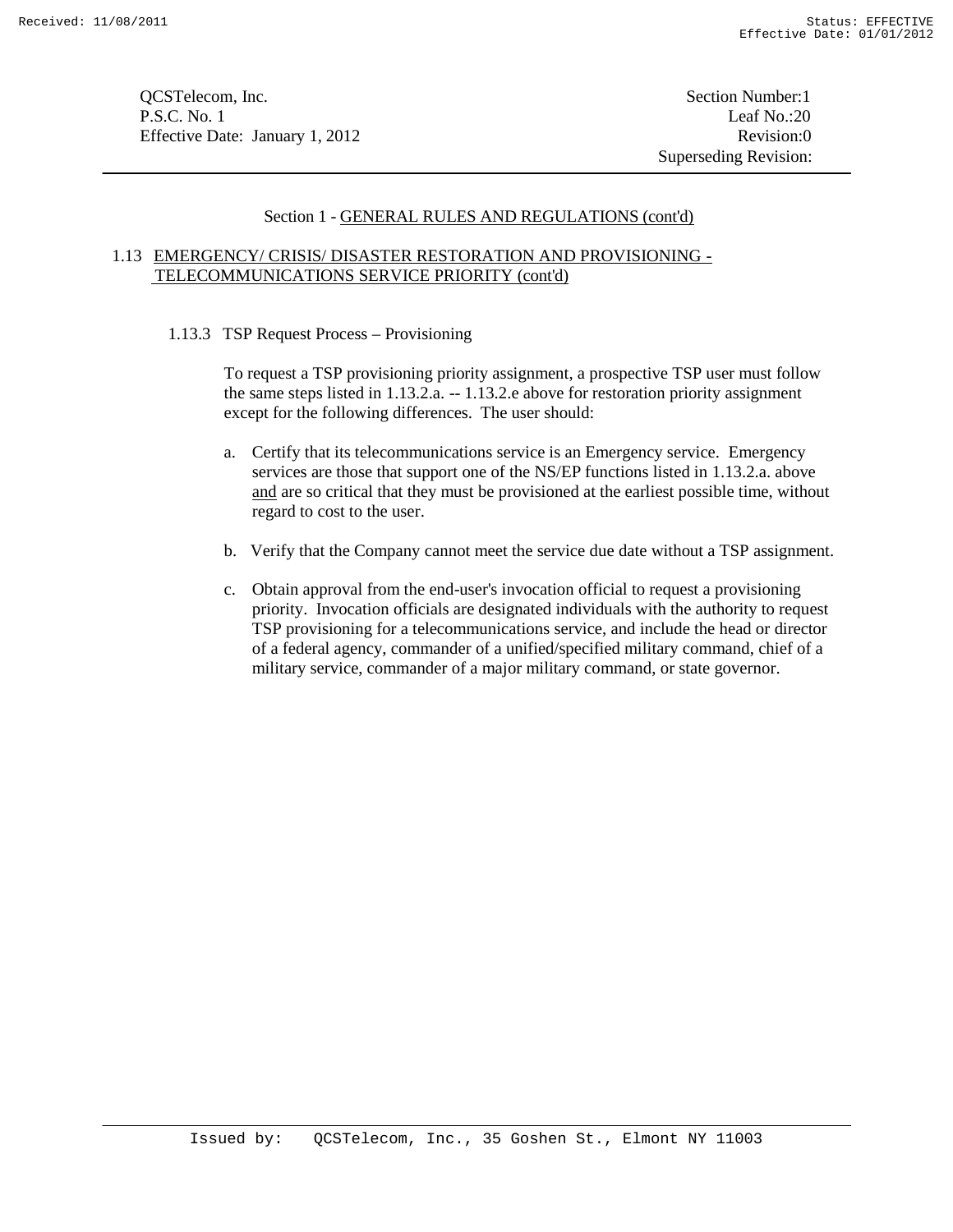Section 1 - GENERAL RULES AND REGULATIONS (cont'd)

## 1.13 EMERGENCY/ CRISIS/ DISASTER RESTORATION AND PROVISIONING - TELECOMMUNICATIONS SERVICE PRIORITY (cont'd)

### 1.13.3 TSP Request Process – Provisioning

To request a TSP provisioning priority assignment, a prospective TSP user must follow the same steps listed in 1.13.2.a. -- 1.13.2.e above for restoration priority assignment except for the following differences. The user should:

a. Certify that its telecommunications service is an Emergency service. Emergency services are those that support one of the NS/EP functions listed in 1.13.2.a. above and are so critical that they must be provisioned at the earliest possible time, without regard to cost to the user.

b. Verify that the Company cannot meet the service due date without a TSP assignment.

c. Obtain approval from the end-user's invocation official to request a provisioning priority. Invocation officials are designated individuals with the authority to request TSP provisioning for a telecommunications service, and include the head or director of a federal agency, commander of a unified/specified military command, chief of a military service, commander of a major military command, or state governor.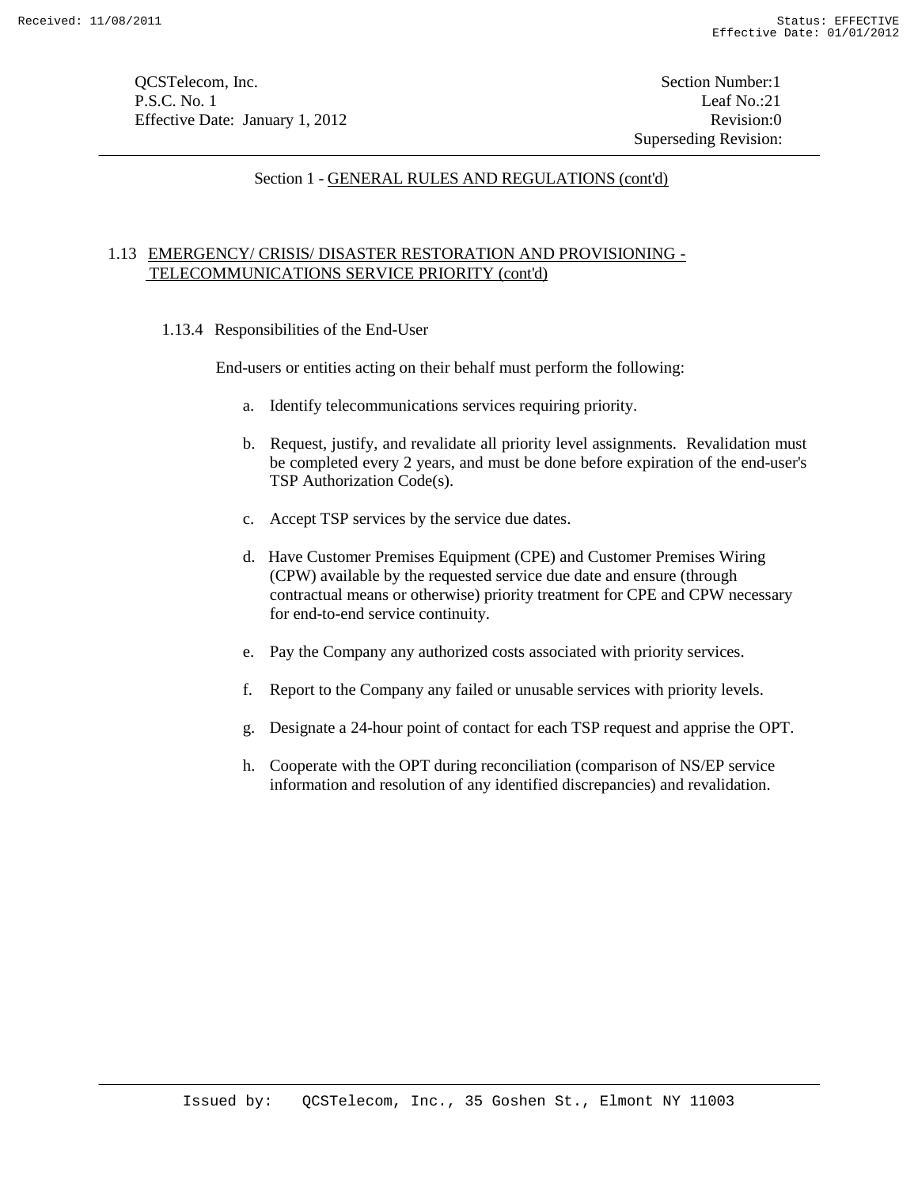## Section 1 - GENERAL RULES AND REGULATIONS (cont'd)

### 1.13 EMERGENCY/ CRISIS/ DISASTER RESTORATION AND PROVISIONING - TELECOMMUNICATIONS SERVICE PRIORITY (cont'd)

#### 1.13.4 Responsibilities of the End-User

End-users or entities acting on their behalf must perform the following:

a. Identify telecommunications services requiring priority.

b. Request, justify, and revalidate all priority level assignments. Revalidation must be completed every 2 years, and must be done before expiration of the end-user's TSP Authorization Code(s).

c. Accept TSP services by the service due dates.

d. Have Customer Premises Equipment (CPE) and Customer Premises Wiring (CPW) available by the requested service due date and ensure (through contractual means or otherwise) priority treatment for CPE and CPW necessary for end-to-end service continuity.

e. Pay the Company any authorized costs associated with priority services.

f. Report to the Company any failed or unusable services with priority levels.

g. Designate a 24-hour point of contact for each TSP request and apprise the OPT.

h. Cooperate with the OPT during reconciliation (comparison of NS/EP service information and resolution of any identified discrepancies) and revalidation.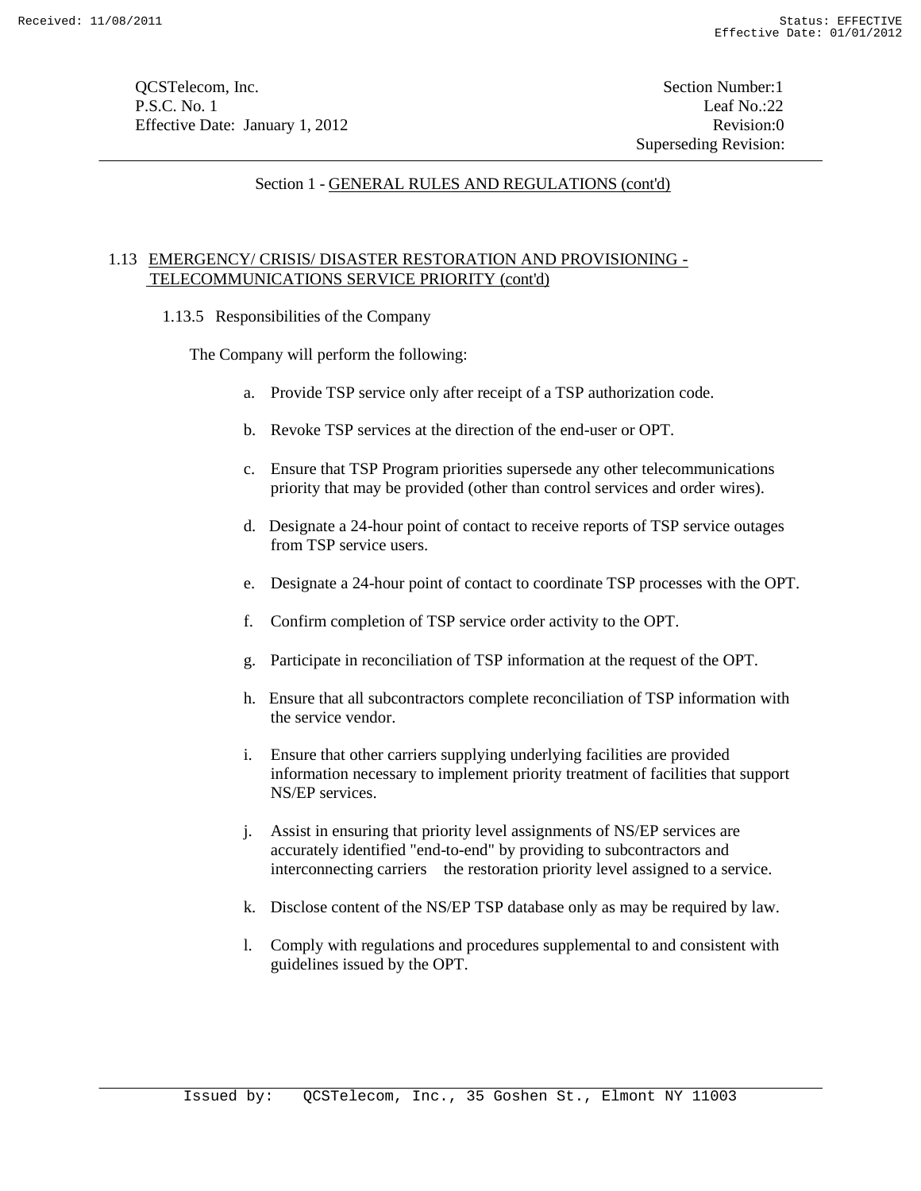Section 1 - GENERAL RULES AND REGULATIONS (cont'd)

## 1.13 EMERGENCY/ CRISIS/ DISASTER RESTORATION AND PROVISIONING - TELECOMMUNICATIONS SERVICE PRIORITY (cont'd)

### 1.13.5 Responsibilities of the Company

The Company will perform the following:

a. Provide TSP service only after receipt of a TSP authorization code.

b. Revoke TSP services at the direction of the end-user or OPT.

c. Ensure that TSP Program priorities supersede any other telecommunications priority that may be provided (other than control services and order wires).

d. Designate a 24-hour point of contact to receive reports of TSP service outages from TSP service users.

e. Designate a 24-hour point of contact to coordinate TSP processes with the OPT.

f. Confirm completion of TSP service order activity to the OPT.

g. Participate in reconciliation of TSP information at the request of the OPT.

h. Ensure that all subcontractors complete reconciliation of TSP information with the service vendor.

i. Ensure that other carriers supplying underlying facilities are provided information necessary to implement priority treatment of facilities that support NS/EP services.

j. Assist in ensuring that priority level assignments of NS/EP services are accurately identified "end-to-end" by providing to subcontractors and interconnecting carriers the restoration priority level assigned to a service.

k. Disclose content of the NS/EP TSP database only as may be required by law.

l. Comply with regulations and procedures supplemental to and consistent with guidelines issued by the OPT.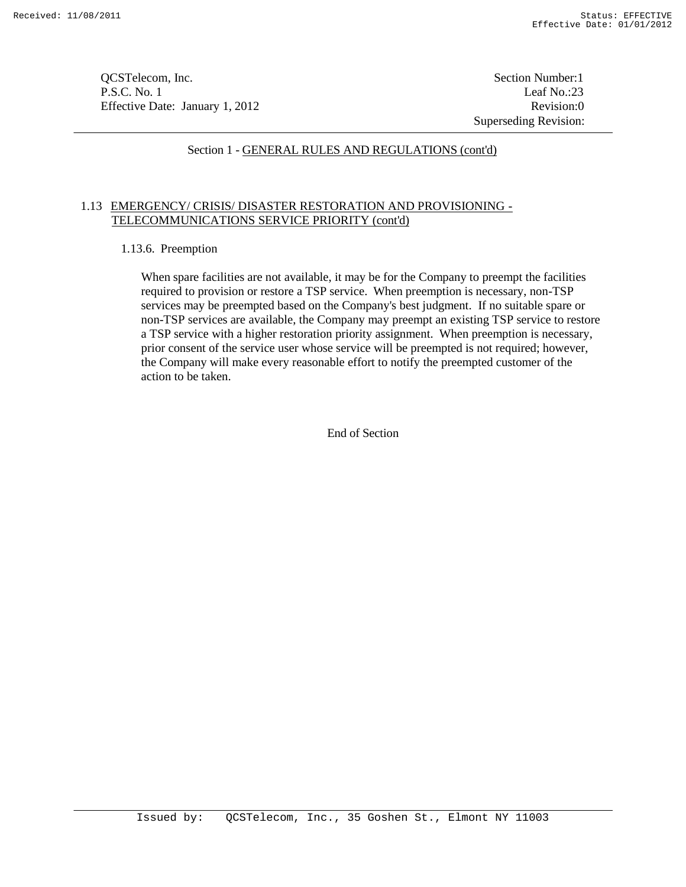QCSTelecom, Inc.
P.S.C. No. 1
Effective Date: January 1, 2012

Section Number:1
Leaf No.:23
Revision:0
Superseding Revision:

Section 1 - GENERAL RULES AND REGULATIONS (cont'd)

## 1.13 EMERGENCY/ CRISIS/ DISASTER RESTORATION AND PROVISIONING - TELECOMMUNICATIONS SERVICE PRIORITY (cont'd)

### 1.13.6. Preemption

When spare facilities are not available, it may be for the Company to preempt the facilities required to provision or restore a TSP service. When preemption is necessary, non-TSP services may be preempted based on the Company's best judgment. If no suitable spare or non-TSP services are available, the Company may preempt an existing TSP service to restore a TSP service with a higher restoration priority assignment. When preemption is necessary, prior consent of the service user whose service will be preempted is not required; however, the Company will make every reasonable effort to notify the preempted customer of the action to be taken.

End of Section

Issued by: QCSTelecom, Inc., 35 Goshen St., Elmont NY 11003